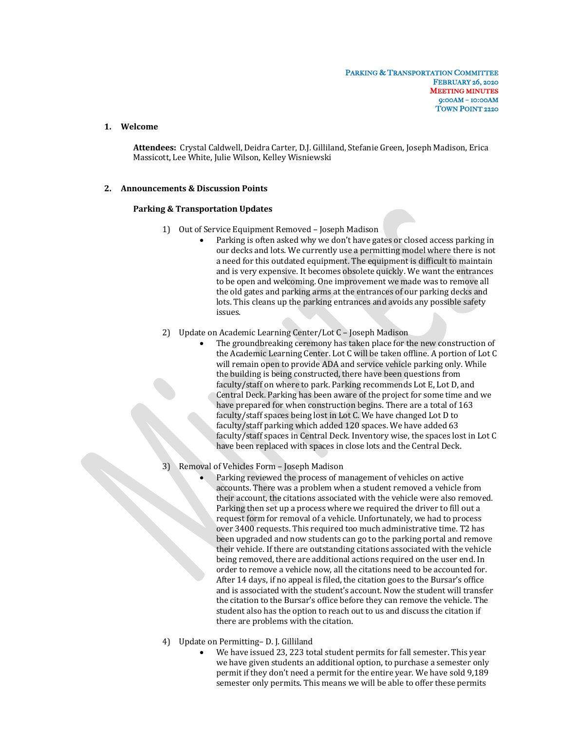**PARKING & TRANSPORTATION COMMITTEE**
**FEBRUARY 26, 2020**
**MEETING MINUTES**
**9:00AM – 10:00AM**
**TOWN POINT 2220**

## 1. Welcome

**Attendees:** Crystal Caldwell, Deidra Carter, D.J. Gilliland, Stefanie Green, Joseph Madison, Erica Massicott, Lee White, Julie Wilson, Kelley Wisniewski

## 2. Announcements & Discussion Points

### Parking & Transportation Updates

1) Out of Service Equipment Removed – Joseph Madison
   - Parking is often asked why we don't have gates or closed access parking in our decks and lots. We currently use a permitting model where there is not a need for this outdated equipment. The equipment is difficult to maintain and is very expensive. It becomes obsolete quickly. We want the entrances to be open and welcoming. One improvement we made was to remove all the old gates and parking arms at the entrances of our parking decks and lots. This cleans up the parking entrances and avoids any possible safety issues.

2) Update on Academic Learning Center/Lot C – Joseph Madison
   - The groundbreaking ceremony has taken place for the new construction of the Academic Learning Center. Lot C will be taken offline. A portion of Lot C will remain open to provide ADA and service vehicle parking only. While the building is being constructed, there have been questions from faculty/staff on where to park. Parking recommends Lot E, Lot D, and Central Deck. Parking has been aware of the project for some time and we have prepared for when construction begins. There are a total of 163 faculty/staff spaces being lost in Lot C. We have changed Lot D to faculty/staff parking which added 120 spaces. We have added 63 faculty/staff spaces in Central Deck. Inventory wise, the spaces lost in Lot C have been replaced with spaces in close lots and the Central Deck.

3) Removal of Vehicles Form – Joseph Madison
   - Parking reviewed the process of management of vehicles on active accounts. There was a problem when a student removed a vehicle from their account, the citations associated with the vehicle were also removed. Parking then set up a process where we required the driver to fill out a request form for removal of a vehicle. Unfortunately, we had to process over 3400 requests. This required too much administrative time. T2 has been upgraded and now students can go to the parking portal and remove their vehicle. If there are outstanding citations associated with the vehicle being removed, there are additional actions required on the user end. In order to remove a vehicle now, all the citations need to be accounted for. After 14 days, if no appeal is filed, the citation goes to the Bursar's office and is associated with the student's account. Now the student will transfer the citation to the Bursar's office before they can remove the vehicle. The student also has the option to reach out to us and discuss the citation if there are problems with the citation.

4) Update on Permitting– D. J. Gilliland
   - We have issued 23, 223 total student permits for fall semester. This year we have given students an additional option, to purchase a semester only permit if they don't need a permit for the entire year. We have sold 9,189 semester only permits. This means we will be able to offer these permits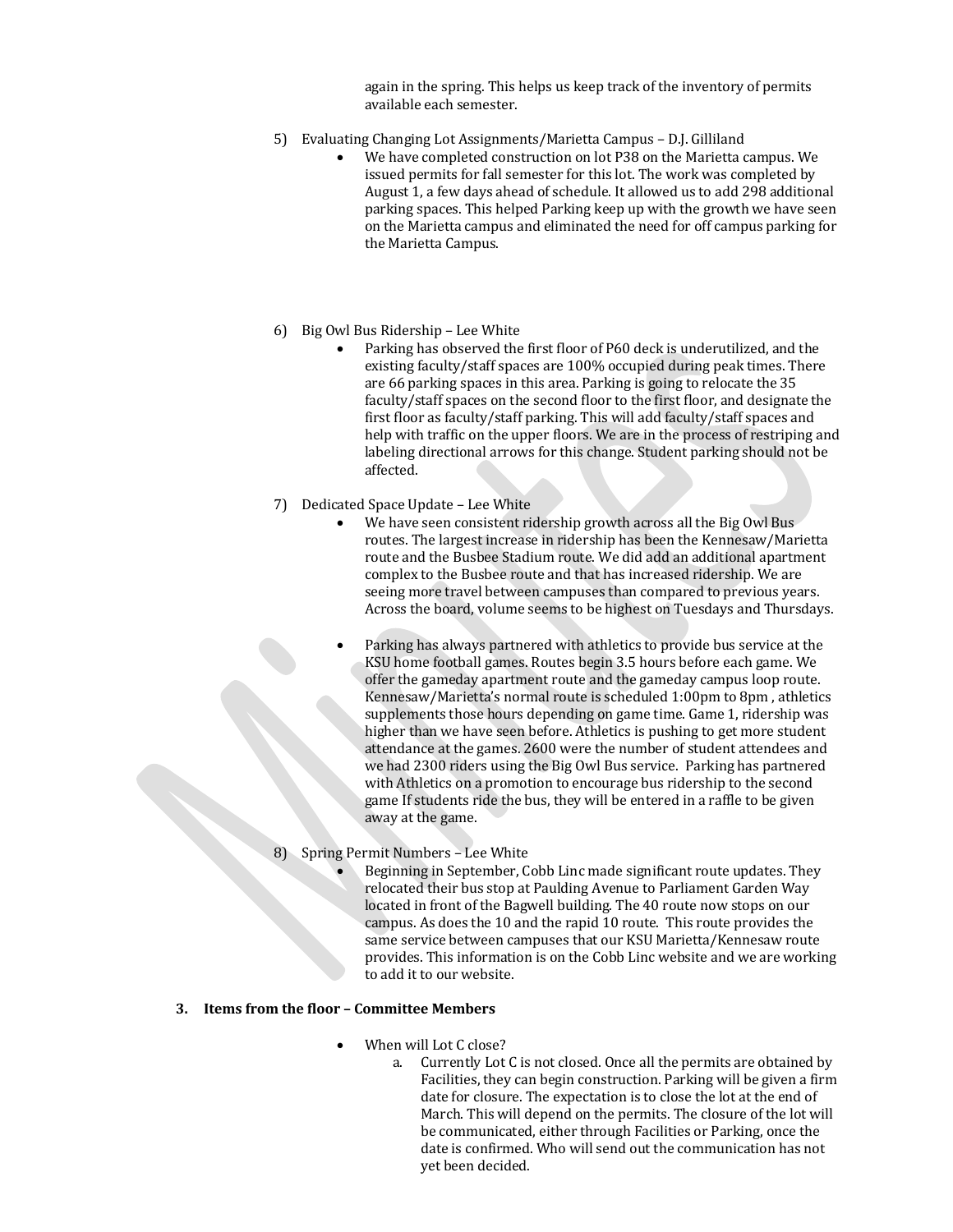again in the spring. This helps us keep track of the inventory of permits available each semester.

5) Evaluating Changing Lot Assignments/Marietta Campus – D.J. Gilliland
    - We have completed construction on lot P38 on the Marietta campus. We issued permits for fall semester for this lot. The work was completed by August 1, a few days ahead of schedule. It allowed us to add 298 additional parking spaces. This helped Parking keep up with the growth we have seen on the Marietta campus and eliminated the need for off campus parking for the Marietta Campus.

6) Big Owl Bus Ridership – Lee White
    - Parking has observed the first floor of P60 deck is underutilized, and the existing faculty/staff spaces are 100% occupied during peak times. There are 66 parking spaces in this area. Parking is going to relocate the 35 faculty/staff spaces on the second floor to the first floor, and designate the first floor as faculty/staff parking. This will add faculty/staff spaces and help with traffic on the upper floors. We are in the process of restriping and labeling directional arrows for this change. Student parking should not be affected.

7) Dedicated Space Update – Lee White
    - We have seen consistent ridership growth across all the Big Owl Bus routes. The largest increase in ridership has been the Kennesaw/Marietta route and the Busbee Stadium route. We did add an additional apartment complex to the Busbee route and that has increased ridership. We are seeing more travel between campuses than compared to previous years. Across the board, volume seems to be highest on Tuesdays and Thursdays.
    - Parking has always partnered with athletics to provide bus service at the KSU home football games. Routes begin 3.5 hours before each game. We offer the gameday apartment route and the gameday campus loop route. Kennesaw/Marietta's normal route is scheduled 1:00pm to 8pm , athletics supplements those hours depending on game time. Game 1, ridership was higher than we have seen before. Athletics is pushing to get more student attendance at the games. 2600 were the number of student attendees and we had 2300 riders using the Big Owl Bus service. Parking has partnered with Athletics on a promotion to encourage bus ridership to the second game If students ride the bus, they will be entered in a raffle to be given away at the game.

8) Spring Permit Numbers – Lee White
    - Beginning in September, Cobb Linc made significant route updates. They relocated their bus stop at Paulding Avenue to Parliament Garden Way located in front of the Bagwell building. The 40 route now stops on our campus. As does the 10 and the rapid 10 route. This route provides the same service between campuses that our KSU Marietta/Kennesaw route provides. This information is on the Cobb Linc website and we are working to add it to our website.

**3. Items from the floor – Committee Members**

- When will Lot C close?
    a. Currently Lot C is not closed. Once all the permits are obtained by Facilities, they can begin construction. Parking will be given a firm date for closure. The expectation is to close the lot at the end of March. This will depend on the permits. The closure of the lot will be communicated, either through Facilities or Parking, once the date is confirmed. Who will send out the communication has not yet been decided.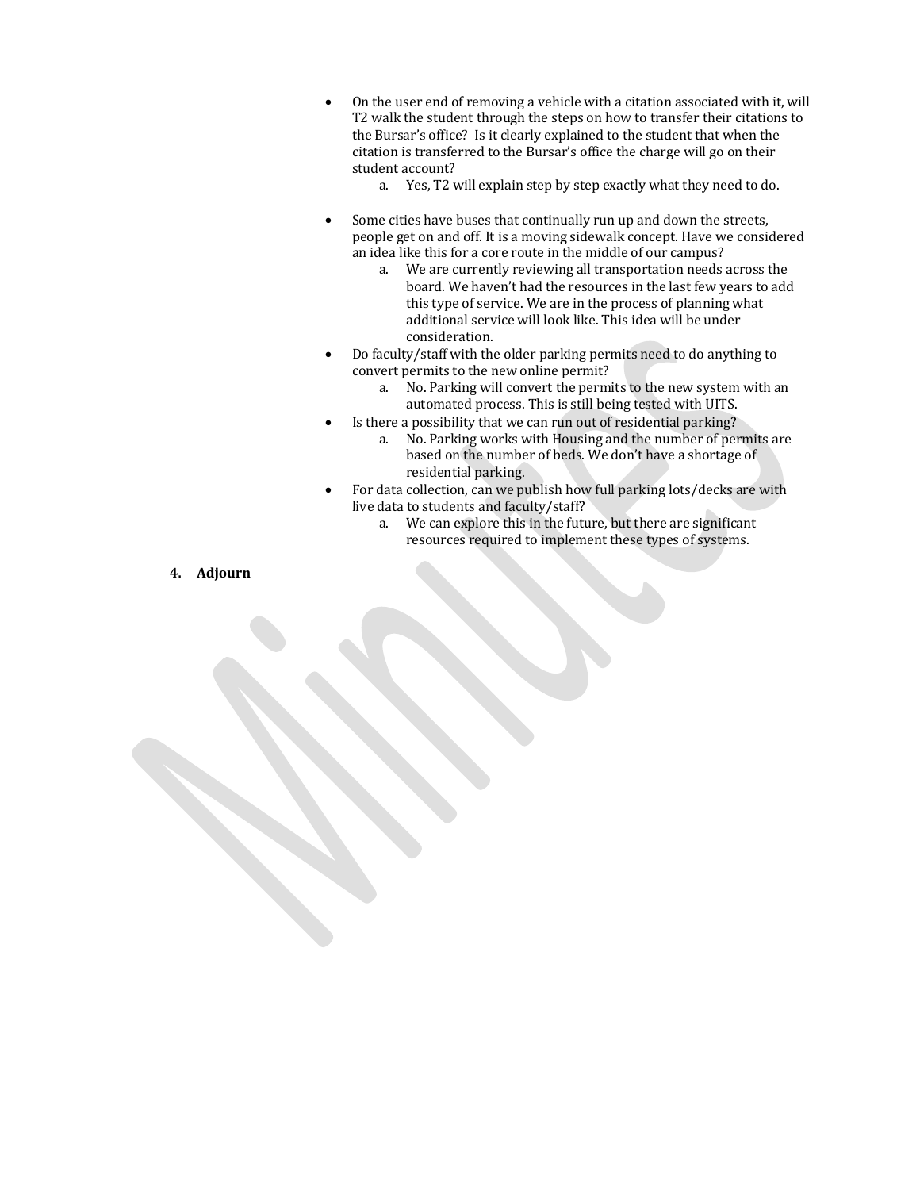- On the user end of removing a vehicle with a citation associated with it, will T2 walk the student through the steps on how to transfer their citations to the Bursar's office? Is it clearly explained to the student that when the citation is transferred to the Bursar's office the charge will go on their student account?
    a. Yes, T2 will explain step by step exactly what they need to do.

- Some cities have buses that continually run up and down the streets, people get on and off. It is a moving sidewalk concept. Have we considered an idea like this for a core route in the middle of our campus?
    a. We are currently reviewing all transportation needs across the board. We haven't had the resources in the last few years to add this type of service. We are in the process of planning what additional service will look like. This idea will be under consideration.
- Do faculty/staff with the older parking permits need to do anything to convert permits to the new online permit?
    a. No. Parking will convert the permits to the new system with an automated process. This is still being tested with UITS.
- Is there a possibility that we can run out of residential parking?
    a. No. Parking works with Housing and the number of permits are based on the number of beds. We don't have a shortage of residential parking.
- For data collection, can we publish how full parking lots/decks are with live data to students and faculty/staff?
    a. We can explore this in the future, but there are significant resources required to implement these types of systems.

**4. Adjourn**